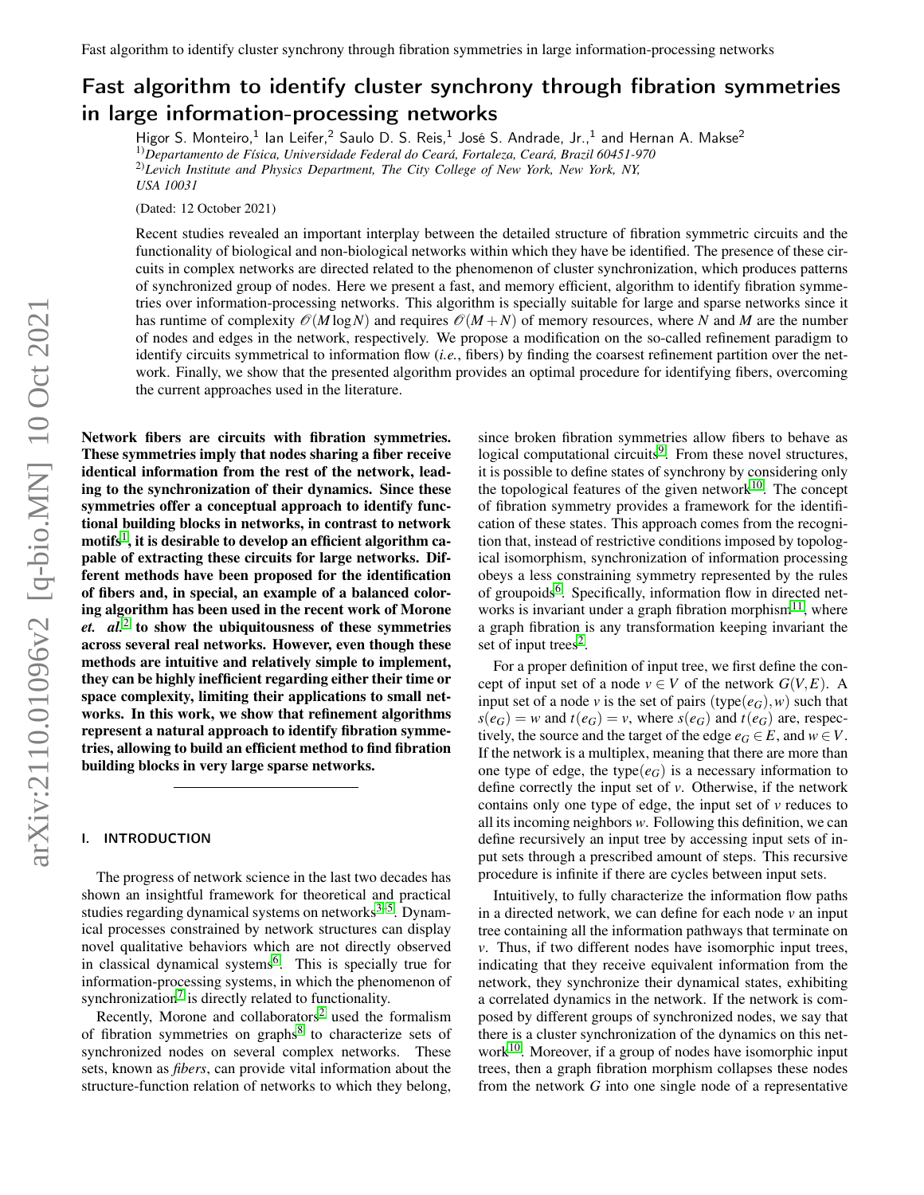# Fast algorithm to identify cluster synchrony through fibration symmetries in large information-processing networks

Higor S. Monteiro,[1] Ian Leifer,[2] Saulo D. S. Reis,[1] José S. Andrade, Jr.,[1] and Hernan A. Makse[2]

[1]) *Departamento de Física, Universidade Federal do Ceará, Fortaleza, Ceará, Brazil 60451-970*

[2]) *Levich Institute and Physics Department, The City College of New York, New York, NY, USA 10031*

(Dated: 12 October 2021)

Recent studies revealed an important interplay between the detailed structure of fibration symmetric circuits and the functionality of biological and non-biological networks within which they have be identified. The presence of these circuits in complex networks are directed related to the phenomenon of cluster synchronization, which produces patterns of synchronized group of nodes. Here we present a fast, and memory efficient, algorithm to identify fibration symmetries over information-processing networks. This algorithm is specially suitable for large and sparse networks since it has runtime of complexity $\mathcal{O}(M \log N)$ and requires $\mathcal{O}(M+N)$ of memory resources, where $N$ and $M$ are the number of nodes and edges in the network, respectively. We propose a modification on the so-called refinement paradigm to identify circuits symmetrical to information flow (*i.e.*, fibers) by finding the coarsest refinement partition over the network. Finally, we show that the presented algorithm provides an optimal procedure for identifying fibers, overcoming the current approaches used in the literature.

**Network fibers are circuits with fibration symmetries. These symmetries imply that nodes sharing a fiber receive identical information from the rest of the network, leading to the synchronization of their dynamics. Since these symmetries offer a conceptual approach to identify functional building blocks in networks, in contrast to network motifs[1], it is desirable to develop an efficient algorithm capable of extracting these circuits for large networks. Different methods have been proposed for the identification of fibers and, in special, an example of a balanced coloring algorithm has been used in the recent work of Morone *et. al.*[2] to show the ubiquitousness of these symmetries across several real networks. However, even though these methods are intuitive and relatively simple to implement, they can be highly inefficient regarding either their time or space complexity, limiting their applications to small networks. In this work, we show that refinement algorithms represent a natural approach to identify fibration symmetries, allowing to build an efficient method to find fibration building blocks in very large sparse networks.**

## I. INTRODUCTION

The progress of network science in the last two decades has shown an insightful framework for theoretical and practical studies regarding dynamical systems on networks[3–5]. Dynamical processes constrained by network structures can display novel qualitative behaviors which are not directly observed in classical dynamical systems[6]. This is specially true for information-processing systems, in which the phenomenon of synchronization[7] is directly related to functionality.

Recently, Morone and collaborators[2] used the formalism of fibration symmetries on graphs[8] to characterize sets of synchronized nodes on several complex networks. These sets, known as *fibers*, can provide vital information about the structure-function relation of networks to which they belong, since broken fibration symmetries allow fibers to behave as logical computational circuits[9]. From these novel structures, it is possible to define states of synchrony by considering only the topological features of the given network[10]. The concept of fibration symmetry provides a framework for the identification of these states. This approach comes from the recognition that, instead of restrictive conditions imposed by topological isomorphism, synchronization of information processing obeys a less constraining symmetry represented by the rules of groupoids[6]. Specifically, information flow in directed networks is invariant under a graph fibration morphism[11], where a graph fibration is any transformation keeping invariant the set of input trees[2].

For a proper definition of input tree, we first define the concept of input set of a node $v \in V$ of the network $G(V,E)$. A input set of a node $v$ is the set of pairs $(\text{type}(e_G), w)$ such that $s(e_G) = w$ and $t(e_G) = v$, where $s(e_G)$ and $t(e_G)$ are, respectively, the source and the target of the edge $e_G \in E$, and $w \in V$. If the network is a multiplex, meaning that there are more than one type of edge, the $\text{type}(e_G)$ is a necessary information to define correctly the input set of $v$. Otherwise, if the network contains only one type of edge, the input set of $v$ reduces to all its incoming neighbors $w$. Following this definition, we can define recursively an input tree by accessing input sets of input sets through a prescribed amount of steps. This recursive procedure is infinite if there are cycles between input sets.

Intuitively, to fully characterize the information flow paths in a directed network, we can define for each node $v$ an input tree containing all the information pathways that terminate on $v$. Thus, if two different nodes have isomorphic input trees, indicating that they receive equivalent information from the network, they synchronize their dynamical states, exhibiting a correlated dynamics in the network. If the network is composed by different groups of synchronized nodes, we say that there is a cluster synchronization of the dynamics on this network[10]. Moreover, if a group of nodes have isomorphic input trees, then a graph fibration morphism collapses these nodes from the network $G$ into one single node of a representative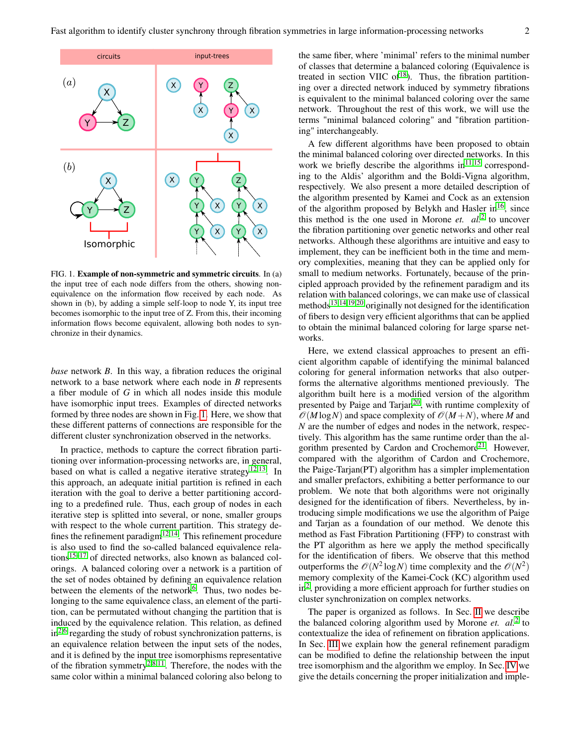FIG. 1. **Example of non-symmetric and symmetric circuits**. In (a) the input tree of each node differs from the others, showing non-equivalence on the information flow received by each node. As shown in (b), by adding a simple self-loop to node Y, its input tree becomes isomorphic to the input tree of Z. From this, their incoming information flows become equivalent, allowing both nodes to synchronize in their dynamics.

*base* network *B*. In this way, a fibration reduces the original network to a base network where each node in *B* represents a fiber module of *G* in which all nodes inside this module have isomorphic input trees. Examples of directed networks formed by three nodes are shown in Fig. 1. Here, we show that these different patterns of connections are responsible for the different cluster synchronization observed in the networks.

In practice, methods to capture the correct fibration partitioning over information-processing networks are, in general, based on what is called a negative iterative strategy[12,13]. In this approach, an adequate initial partition is refined in each iteration with the goal to derive a better partitioning according to a predefined rule. Thus, each group of nodes in each iterative step is splitted into several, or none, smaller groups with respect to the whole current partition. This strategy defines the refinement paradigm[12,14]. This refinement procedure is also used to find the so-called balanced equivalence relations[15–17] of directed networks, also known as balanced colorings. A balanced coloring over a network is a partition of the set of nodes obtained by defining an equivalence relation between the elements of the network[6]. Thus, two nodes belonging to the same equivalence class, an element of the partition, can be permutated without changing the partition that is induced by the equivalence relation. This relation, as defined in[2,6] regarding the study of robust synchronization patterns, is an equivalence relation between the input sets of the nodes, and it is defined by the input tree isomorphisms representative of the fibration symmetry[2,8,11]. Therefore, the nodes with the same color within a minimal balanced coloring also belong to the same fiber, where 'minimal' refers to the minimal number of classes that determine a balanced coloring (Equivalence is treated in section VIIC of[18]). Thus, the fibration partitioning over a directed network induced by symmetry fibrations is equivalent to the minimal balanced coloring over the same network. Throughout the rest of this work, we will use the terms "minimal balanced coloring" and "fibration partitioning" interchangeably.

A few different algorithms have been proposed to obtain the minimal balanced coloring over directed networks. In this work we briefly describe the algorithms in[11,15] corresponding to the Aldis' algorithm and the Boldi-Vigna algorithm, respectively. We also present a more detailed description of the algorithm presented by Kamei and Cock as an extension of the algorithm proposed by Belykh and Hasler in[16], since this method is the one used in Morone *et. al.*[2] to uncover the fibration partitioning over genetic networks and other real networks. Although these algorithms are intuitive and easy to implement, they can be inefficient both in the time and memory complexities, meaning that they can be applied only for small to medium networks. Fortunately, because of the principled approach provided by the refinement paradigm and its relation with balanced colorings, we can make use of classical methods[13,14,19,20] originally not designed for the identification of fibers to design very efficient algorithms that can be applied to obtain the minimal balanced coloring for large sparse networks.

Here, we extend classical approaches to present an efficient algorithm capable of identifying the minimal balanced coloring for general information networks that also outperforms the alternative algorithms mentioned previously. The algorithm built here is a modified version of the algorithm presented by Paige and Tarjan[20], with runtime complexity of $\mathscr{O}(M\log N)$ and space complexity of $\mathscr{O}(M+N)$, where $M$ and $N$ are the number of edges and nodes in the network, respectively. This algorithm has the same runtime order than the algorithm presented by Cardon and Crochemore[21]. However, compared with the algorithm of Cardon and Crochemore, the Paige-Tarjan(PT) algorithm has a simpler implementation and smaller prefactors, exhibiting a better performance to our problem. We note that both algorithms were not originally designed for the identification of fibers. Nevertheless, by introducing simple modifications we use the algorithm of Paige and Tarjan as a foundation of our method. We denote this method as Fast Fibration Partitioning (FFP) to constrast with the PT algorithm as here we apply the method specifically for the identification of fibers. We observe that this method outperforms the $\mathscr{O}(N^2\log N)$ time complexity and the $\mathscr{O}(N^2)$ memory complexity of the Kamei-Cock (KC) algorithm used in[2], providing a more efficient approach for further studies on cluster synchronization on complex networks.

The paper is organized as follows. In Sec. II we describe the balanced coloring algorithm used by Morone *et. al.*[2] to contextualize the idea of refinement on fibration applications. In Sec. III we explain how the general refinement paradigm can be modified to define the relationship between the input tree isomorphism and the algorithm we employ. In Sec. IV we give the details concerning the proper initialization and imple-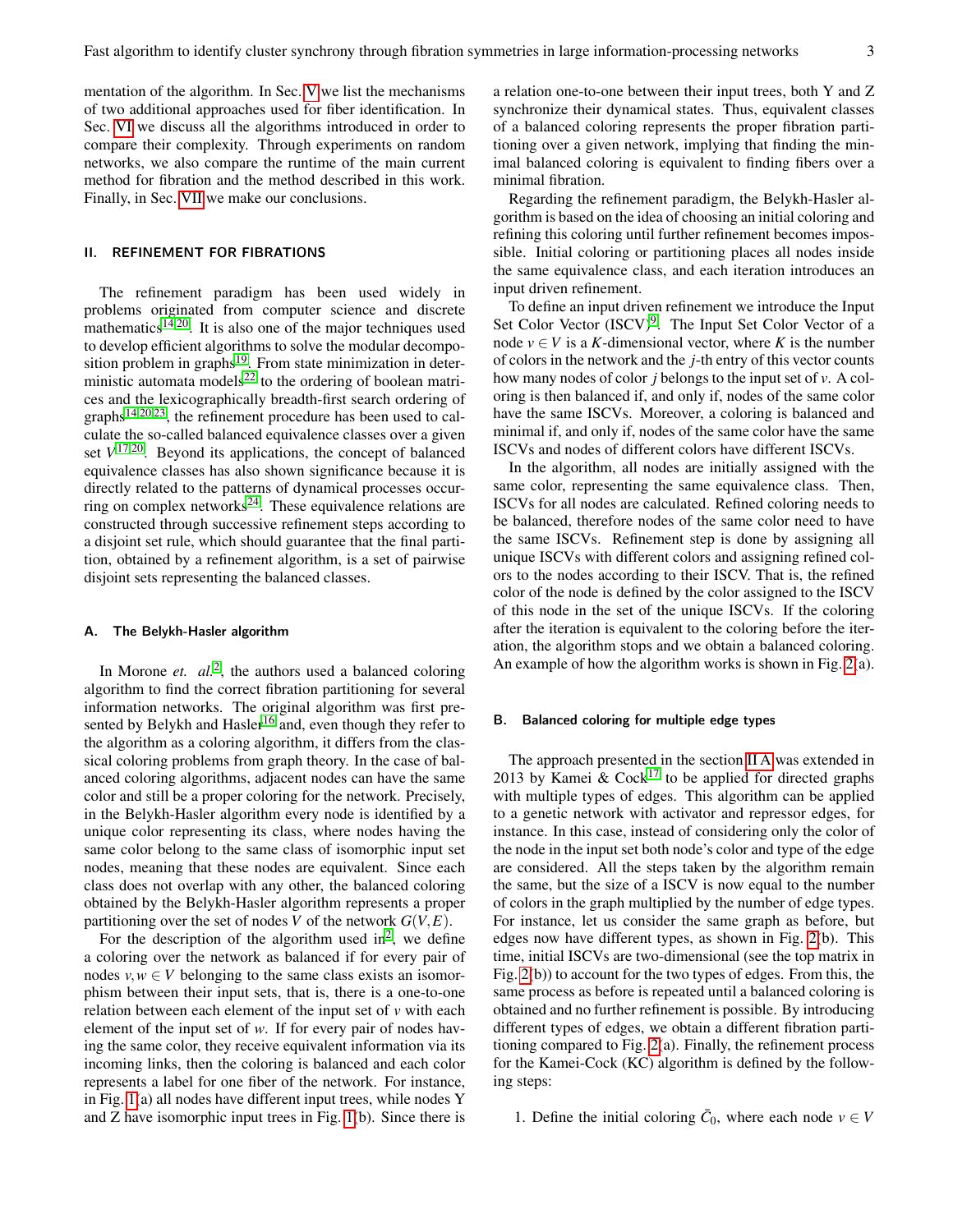mentation of the algorithm. In Sec. V we list the mechanisms of two additional approaches used for fiber identification. In Sec. VI we discuss all the algorithms introduced in order to compare their complexity. Through experiments on random networks, we also compare the runtime of the main current method for fibration and the method described in this work. Finally, in Sec. VII we make our conclusions.

## II. REFINEMENT FOR FIBRATIONS

The refinement paradigm has been used widely in problems originated from computer science and discrete mathematics[14,20]. It is also one of the major techniques used to develop efficient algorithms to solve the modular decomposition problem in graphs[19]. From state minimization in deterministic automata models[22] to the ordering of boolean matrices and the lexicographically breadth-first search ordering of graphs[14,20,23], the refinement procedure has been used to calculate the so-called balanced equivalence classes over a given set $V$[17,20]. Beyond its applications, the concept of balanced equivalence classes has also shown significance because it is directly related to the patterns of dynamical processes occurring on complex networks[24]. These equivalence relations are constructed through successive refinement steps according to a disjoint set rule, which should guarantee that the final partition, obtained by a refinement algorithm, is a set of pairwise disjoint sets representing the balanced classes.

### A. The Belykh-Hasler algorithm

In Morone *et. al.*[2], the authors used a balanced coloring algorithm to find the correct fibration partitioning for several information networks. The original algorithm was first presented by Belykh and Hasler[16] and, even though they refer to the algorithm as a coloring algorithm, it differs from the classical coloring problems from graph theory. In the case of balanced coloring algorithms, adjacent nodes can have the same color and still be a proper coloring for the network. Precisely, in the Belykh-Hasler algorithm every node is identified by a unique color representing its class, where nodes having the same color belong to the same class of isomorphic input set nodes, meaning that these nodes are equivalent. Since each class does not overlap with any other, the balanced coloring obtained by the Belykh-Hasler algorithm represents a proper partitioning over the set of nodes $V$ of the network $G(V,E)$.

For the description of the algorithm used in[2], we define a coloring over the network as balanced if for every pair of nodes $v, w \in V$ belonging to the same class exists an isomorphism between their input sets, that is, there is a one-to-one relation between each element of the input set of $v$ with each element of the input set of $w$. If for every pair of nodes having the same color, they receive equivalent information via its incoming links, then the coloring is balanced and each color represents a label for one fiber of the network. For instance, in Fig. 1(a) all nodes have different input trees, while nodes Y and Z have isomorphic input trees in Fig. 1(b). Since there is a relation one-to-one between their input trees, both Y and Z synchronize their dynamical states. Thus, equivalent classes of a balanced coloring represents the proper fibration partitioning over a given network, implying that finding the minimal balanced coloring is equivalent to finding fibers over a minimal fibration.

Regarding the refinement paradigm, the Belykh-Hasler algorithm is based on the idea of choosing an initial coloring and refining this coloring until further refinement becomes impossible. Initial coloring or partitioning places all nodes inside the same equivalence class, and each iteration introduces an input driven refinement.

To define an input driven refinement we introduce the Input Set Color Vector (ISCV)[9]. The Input Set Color Vector of a node $v \in V$ is a $K$-dimensional vector, where $K$ is the number of colors in the network and the $j$-th entry of this vector counts how many nodes of color $j$ belongs to the input set of $v$. A coloring is then balanced if, and only if, nodes of the same color have the same ISCVs. Moreover, a coloring is balanced and minimal if, and only if, nodes of the same color have the same ISCVs and nodes of different colors have different ISCVs.

In the algorithm, all nodes are initially assigned with the same color, representing the same equivalence class. Then, ISCVs for all nodes are calculated. Refined coloring needs to be balanced, therefore nodes of the same color need to have the same ISCVs. Refinement step is done by assigning all unique ISCVs with different colors and assigning refined colors to the nodes according to their ISCV. That is, the refined color of the node is defined by the color assigned to the ISCV of this node in the set of the unique ISCVs. If the coloring after the iteration is equivalent to the coloring before the iteration, the algorithm stops and we obtain a balanced coloring. An example of how the algorithm works is shown in Fig. 2(a).

### B. Balanced coloring for multiple edge types

The approach presented in the section II A was extended in 2013 by Kamei & Cock[17] to be applied for directed graphs with multiple types of edges. This algorithm can be applied to a genetic network with activator and repressor edges, for instance. In this case, instead of considering only the color of the node in the input set both node's color and type of the edge are considered. All the steps taken by the algorithm remain the same, but the size of a ISCV is now equal to the number of colors in the graph multiplied by the number of edge types. For instance, let us consider the same graph as before, but edges now have different types, as shown in Fig. 2(b). This time, initial ISCVs are two-dimensional (see the top matrix in Fig. 2(b)) to account for the two types of edges. From this, the same process as before is repeated until a balanced coloring is obtained and no further refinement is possible. By introducing different types of edges, we obtain a different fibration partitioning compared to Fig. 2(a). Finally, the refinement process for the Kamei-Cock (KC) algorithm is defined by the following steps:

1. Define the initial coloring $\bar{C}_0$, where each node $v \in V$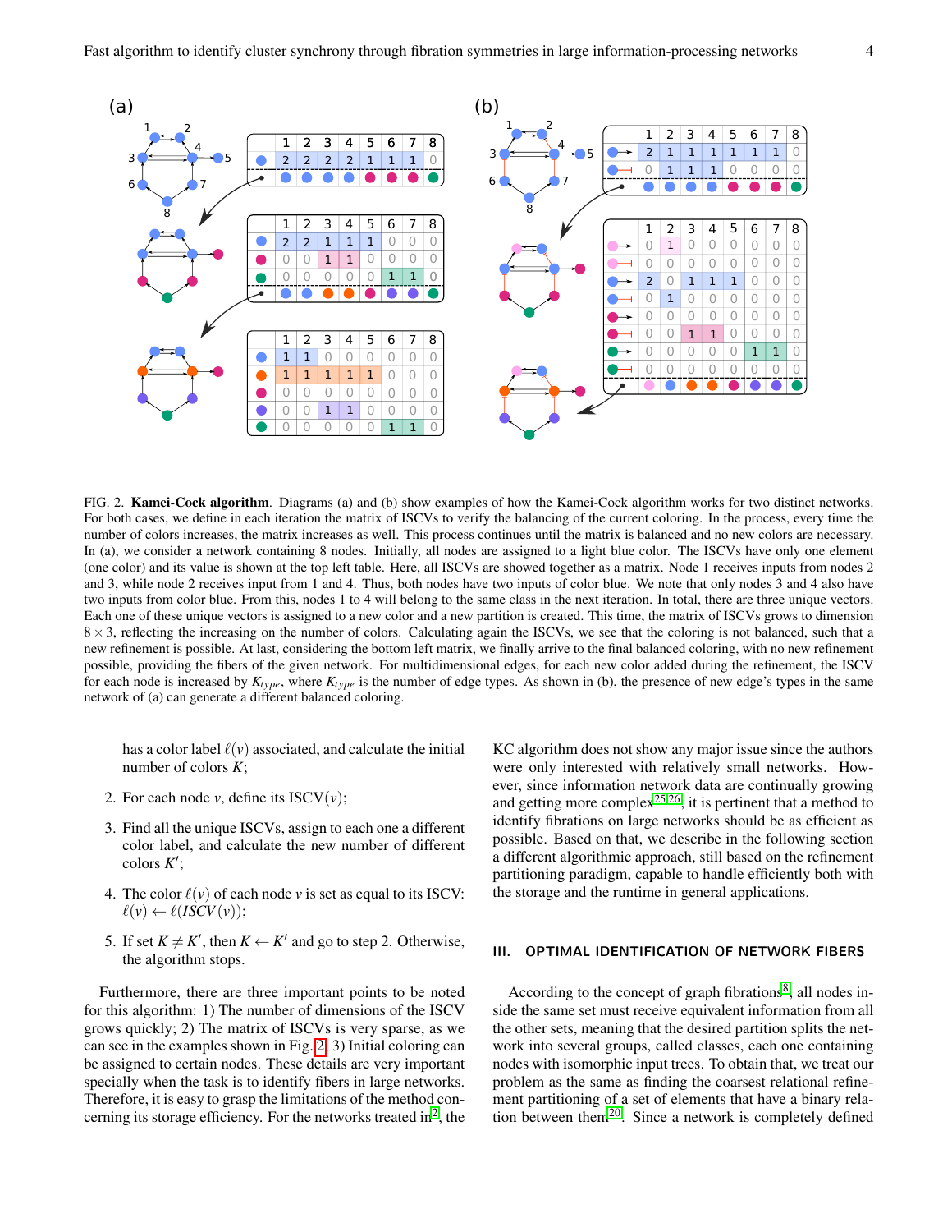FIG. 2. **Kamei-Cock algorithm**. Diagrams (a) and (b) show examples of how the Kamei-Cock algorithm works for two distinct networks. For both cases, we define in each iteration the matrix of ISCVs to verify the balancing of the current coloring. In the process, every time the number of colors increases, the matrix increases as well. This process continues until the matrix is balanced and no new colors are necessary. In (a), we consider a network containing 8 nodes. Initially, all nodes are assigned to a light blue color. The ISCVs have only one element (one color) and its value is shown at the top left table. Here, all ISCVs are showed together as a matrix. Node 1 receives inputs from nodes 2 and 3, while node 2 receives input from 1 and 4. Thus, both nodes have two inputs of color blue. We note that only nodes 3 and 4 also have two inputs from color blue. From this, nodes 1 to 4 will belong to the same class in the next iteration. In total, there are three unique vectors. Each one of these unique vectors is assigned to a new color and a new partition is created. This time, the matrix of ISCVs grows to dimension $8 \times 3$, reflecting the increasing on the number of colors. Calculating again the ISCVs, we see that the coloring is not balanced, such that a new refinement is possible. At last, considering the bottom left matrix, we finally arrive to the final balanced coloring, with no new refinement possible, providing the fibers of the given network. For multidimensional edges, for each new color added during the refinement, the ISCV for each node is increased by $K_{type}$, where $K_{type}$ is the number of edge types. As shown in (b), the presence of new edge's types in the same network of (a) can generate a different balanced coloring.

has a color label $\ell(v)$ associated, and calculate the initial number of colors $K$;

2. For each node $v$, define its ISCV($v$);

3. Find all the unique ISCVs, assign to each one a different color label, and calculate the new number of different colors $K'$;

4. The color $\ell(v)$ of each node $v$ is set as equal to its ISCV: $\ell(v) \leftarrow \ell(ISCV(v))$;

5. If set $K \neq K'$, then $K \leftarrow K'$ and go to step 2. Otherwise, the algorithm stops.

Furthermore, there are three important points to be noted for this algorithm: 1) The number of dimensions of the ISCV grows quickly; 2) The matrix of ISCVs is very sparse, as we can see in the examples shown in Fig. 2; 3) Initial coloring can be assigned to certain nodes. These details are very important specially when the task is to identify fibers in large networks. Therefore, it is easy to grasp the limitations of the method concerning its storage efficiency. For the networks treated in[2], the KC algorithm does not show any major issue since the authors were only interested with relatively small networks. However, since information network data are continually growing and getting more complex[25,26], it is pertinent that a method to identify fibrations on large networks should be as efficient as possible. Based on that, we describe in the following section a different algorithmic approach, still based on the refinement partitioning paradigm, capable to handle efficiently both with the storage and the runtime in general applications.

## III. OPTIMAL IDENTIFICATION OF NETWORK FIBERS

According to the concept of graph fibrations[8], all nodes inside the same set must receive equivalent information from all the other sets, meaning that the desired partition splits the network into several groups, called classes, each one containing nodes with isomorphic input trees. To obtain that, we treat our problem as the same as finding the coarsest relational refinement partitioning of a set of elements that have a binary relation between them[20]. Since a network is completely defined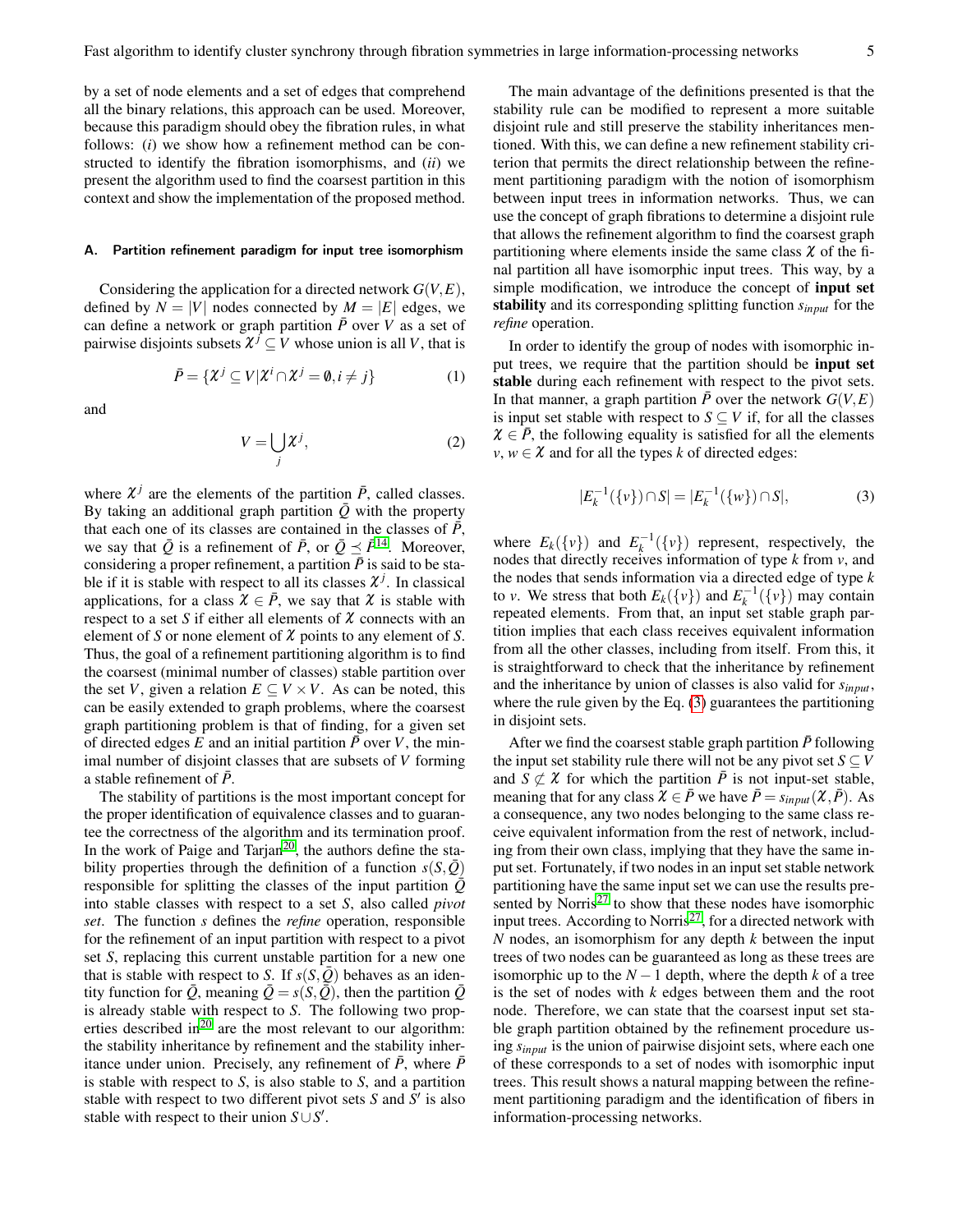by a set of node elements and a set of edges that comprehend all the binary relations, this approach can be used. Moreover, because this paradigm should obey the fibration rules, in what follows: (*i*) we show how a refinement method can be constructed to identify the fibration isomorphisms, and (*ii*) we present the algorithm used to find the coarsest partition in this context and show the implementation of the proposed method.

### A. Partition refinement paradigm for input tree isomorphism

Considering the application for a directed network $G(V,E)$, defined by $N = |V|$ nodes connected by $M = |E|$ edges, we can define a network or graph partition $\bar{P}$ over $V$ as a set of pairwise disjoints subsets $\chi^j \subseteq V$ whose union is all $V$, that is

$$\bar{P} = \{\chi^j \subseteq V | \chi^i \cap \chi^j = \emptyset, i \neq j\} \quad (1)$$

and

$$V = \bigcup_j \chi^j, \quad (2)$$

where $\chi^j$ are the elements of the partition $\bar{P}$, called classes. By taking an additional graph partition $\bar{Q}$ with the property that each one of its classes are contained in the classes of $\bar{P}$, we say that $\bar{Q}$ is a refinement of $\bar{P}$, or $\bar{Q} \preceq \bar{P}$[14]. Moreover, considering a proper refinement, a partition $\bar{P}$ is said to be stable if it is stable with respect to all its classes $\chi^j$. In classical applications, for a class $\chi \in \bar{P}$, we say that $\chi$ is stable with respect to a set $S$ if either all elements of $\chi$ connects with an element of $S$ or none element of $\chi$ points to any element of $S$. Thus, the goal of a refinement partitioning algorithm is to find the coarsest (minimal number of classes) stable partition over the set $V$, given a relation $E \subseteq V \times V$. As can be noted, this can be easily extended to graph problems, where the coarsest graph partitioning problem is that of finding, for a given set of directed edges $E$ and an initial partition $\bar{P}$ over $V$, the minimal number of disjoint classes that are subsets of $V$ forming a stable refinement of $\bar{P}$.

The stability of partitions is the most important concept for the proper identification of equivalence classes and to guarantee the correctness of the algorithm and its termination proof. In the work of Paige and Tarjan[20], the authors define the stability properties through the definition of a function $s(S,\bar{Q})$ responsible for splitting the classes of the input partition $\bar{Q}$ into stable classes with respect to a set $S$, also called *pivot set*. The function $s$ defines the *refine* operation, responsible for the refinement of an input partition with respect to a pivot set $S$, replacing this current unstable partition for a new one that is stable with respect to $S$. If $s(S,\bar{Q})$ behaves as an identity function for $\bar{Q}$, meaning $\bar{Q} = s(S,\bar{Q})$, then the partition $\bar{Q}$ is already stable with respect to $S$. The following two properties described in[20] are the most relevant to our algorithm: the stability inheritance by refinement and the stability inheritance under union. Precisely, any refinement of $\bar{P}$, where $\bar{P}$ is stable with respect to $S$, is also stable to $S$, and a partition stable with respect to two different pivot sets $S$ and $S'$ is also stable with respect to their union $S \cup S'$.

The main advantage of the definitions presented is that the stability rule can be modified to represent a more suitable disjoint rule and still preserve the stability inheritances mentioned. With this, we can define a new refinement stability criterion that permits the direct relationship between the refinement partitioning paradigm with the notion of isomorphism between input trees in information networks. Thus, we can use the concept of graph fibrations to determine a disjoint rule that allows the refinement algorithm to find the coarsest graph partitioning where elements inside the same class $\chi$ of the final partition all have isomorphic input trees. This way, by a simple modification, we introduce the concept of **input set stability** and its corresponding splitting function $s_{input}$ for the *refine* operation.

In order to identify the group of nodes with isomorphic input trees, we require that the partition should be **input set stable** during each refinement with respect to the pivot sets. In that manner, a graph partition $\bar{P}$ over the network $G(V,E)$ is input set stable with respect to $S \subseteq V$ if, for all the classes $\chi \in \bar{P}$, the following equality is satisfied for all the elements $v, w \in \chi$ and for all the types $k$ of directed edges:

$$|E_k^{-1}(\{v\}) \cap S| = |E_k^{-1}(\{w\}) \cap S|, \quad (3)$$

where $E_k(\{v\})$ and $E_k^{-1}(\{v\})$ represent, respectively, the nodes that directly receives information of type $k$ from $v$, and the nodes that sends information via a directed edge of type $k$ to $v$. We stress that both $E_k(\{v\})$ and $E_k^{-1}(\{v\})$ may contain repeated elements. From that, an input set stable graph partition implies that each class receives equivalent information from all the other classes, including from itself. From this, it is straightforward to check that the inheritance by refinement and the inheritance by union of classes is also valid for $s_{input}$, where the rule given by the Eq. (3) guarantees the partitioning in disjoint sets.

After we find the coarsest stable graph partition $\bar{P}$ following the input set stability rule there will not be any pivot set $S \subseteq V$ and $S \not\subset \chi$ for which the partition $\bar{P}$ is not input-set stable, meaning that for any class $\chi \in \bar{P}$ we have $\bar{P} = s_{input}(\chi, \bar{P})$. As a consequence, any two nodes belonging to the same class receive equivalent information from the rest of network, including from their own class, implying that they have the same input set. Fortunately, if two nodes in an input set stable network partitioning have the same input set we can use the results presented by Norris[27] to show that these nodes have isomorphic input trees. According to Norris[27], for a directed network with $N$ nodes, an isomorphism for any depth $k$ between the input trees of two nodes can be guaranteed as long as these trees are isomorphic up to the $N-1$ depth, where the depth $k$ of a tree is the set of nodes with $k$ edges between them and the root node. Therefore, we can state that the coarsest input set stable graph partition obtained by the refinement procedure using $s_{input}$ is the union of pairwise disjoint sets, where each one of these corresponds to a set of nodes with isomorphic input trees. This result shows a natural mapping between the refinement partitioning paradigm and the identification of fibers in information-processing networks.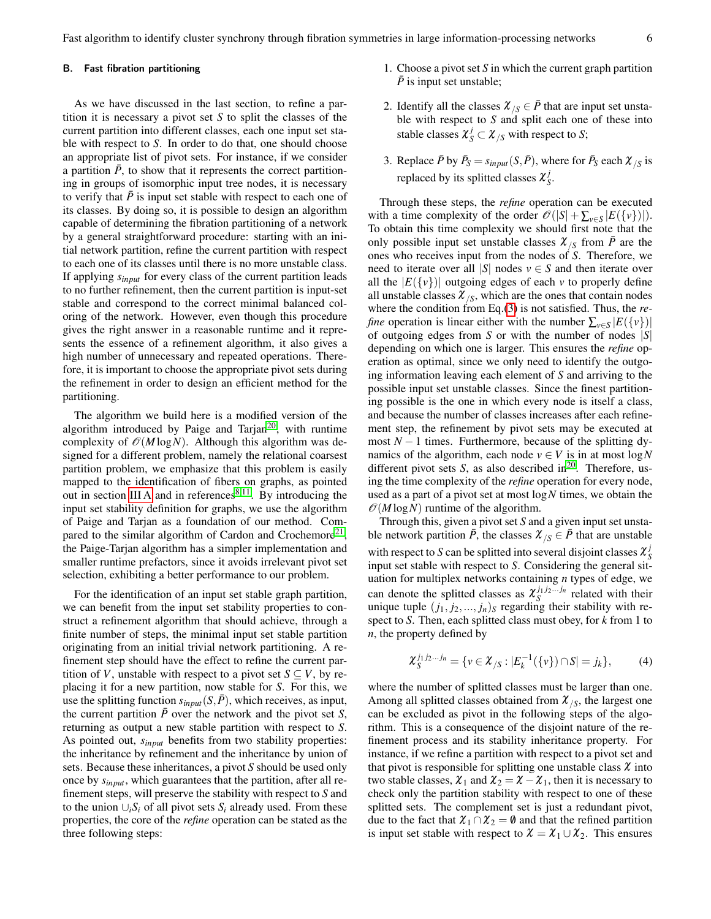### B. Fast fibration partitioning

As we have discussed in the last section, to refine a partition it is necessary a pivot set $S$ to split the classes of the current partition into different classes, each one input set stable with respect to $S$. In order to do that, one should choose an appropriate list of pivot sets. For instance, if we consider a partition $\bar{P}$, to show that it represents the correct partitioning in groups of isomorphic input tree nodes, it is necessary to verify that $\bar{P}$ is input set stable with respect to each one of its classes. By doing so, it is possible to design an algorithm capable of determining the fibration partitioning of a network by a general straightforward procedure: starting with an initial network partition, refine the current partition with respect to each one of its classes until there is no more unstable class. If applying $s_{input}$ for every class of the current partition leads to no further refinement, then the current partition is input-set stable and correspond to the correct minimal balanced coloring of the network. However, even though this procedure gives the right answer in a reasonable runtime and it represents the essence of a refinement algorithm, it also gives a high number of unnecessary and repeated operations. Therefore, it is important to choose the appropriate pivot sets during the refinement in order to design an efficient method for the partitioning.

The algorithm we build here is a modified version of the algorithm introduced by Paige and Tarjan[20], with runtime complexity of $\mathscr{O}(M \log N)$. Although this algorithm was designed for a different problem, namely the relational coarsest partition problem, we emphasize that this problem is easily mapped to the identification of fibers on graphs, as pointed out in section III A and in references[8,11]. By introducing the input set stability definition for graphs, we use the algorithm of Paige and Tarjan as a foundation of our method. Compared to the similar algorithm of Cardon and Crochemore[21], the Paige-Tarjan algorithm has a simpler implementation and smaller runtime prefactors, since it avoids irrelevant pivot set selection, exhibiting a better performance to our problem.

For the identification of an input set stable graph partition, we can benefit from the input set stability properties to construct a refinement algorithm that should achieve, through a finite number of steps, the minimal input set stable partition originating from an initial trivial network partitioning. A refinement step should have the effect to refine the current partition of $V$, unstable with respect to a pivot set $S \subseteq V$, by replacing it for a new partition, now stable for $S$. For this, we use the splitting function $s_{input}(S, \bar{P})$, which receives, as input, the current partition $\bar{P}$ over the network and the pivot set $S$, returning as output a new stable partition with respect to $S$. As pointed out, $s_{input}$ benefits from the two stability properties: the inheritance by refinement and the inheritance by union of sets. Because these inheritances, a pivot $S$ should be used only once by $s_{input}$, which guarantees that the partition, after all refinement steps, will preserve the stability with respect to $S$ and to the union $\cup_i S_i$ of all pivot sets $S_i$ already used. From these properties, the core of the *refine* operation can be stated as the three following steps:

1. Choose a pivot set $S$ in which the current graph partition $\bar{P}$ is input set unstable;
2. Identify all the classes $\mathcal{X}_{/S} \in \bar{P}$ that are input set unstable with respect to $S$ and split each one of these into stable classes $\mathcal{X}_S^j \subset \mathcal{X}_{/S}$ with respect to $S$;
3. Replace $\bar{P}$ by $\bar{P}_S = s_{input}(S, \bar{P})$, where for $\bar{P}_S$ each $\mathcal{X}_{/S}$ is replaced by its splitted classes $\mathcal{X}_S^j$.

Through these steps, the *refine* operation can be executed with a time complexity of the order $\mathscr{O}(|S| + \sum_{v \in S} |E(\{v\})|)$. To obtain this time complexity we should first note that the only possible input set unstable classes $\mathcal{X}_{/S}$ from $\bar{P}$ are the ones who receives input from the nodes of $S$. Therefore, we need to iterate over all $|S|$ nodes $v \in S$ and then iterate over all the $|E(\{v\})|$ outgoing edges of each $v$ to properly define all unstable classes $\mathcal{X}_{/S}$, which are the ones that contain nodes where the condition from Eq.(3) is not satisfied. Thus, the *refine* operation is linear either with the number $\sum_{v \in S} |E(\{v\})|$ of outgoing edges from $S$ or with the number of nodes $|S|$ depending on which one is larger. This ensures the *refine* operation as optimal, since we only need to identify the outgoing information leaving each element of $S$ and arriving to the possible input set unstable classes. Since the finest partitioning possible is the one in which every node is itself a class, and because the number of classes increases after each refinement step, the refinement by pivot sets may be executed at most $N-1$ times. Furthermore, because of the splitting dynamics of the algorithm, each node $v \in V$ is in at most $\log N$ different pivot sets $S$, as also described in[20]. Therefore, using the time complexity of the *refine* operation for every node, used as a part of a pivot set at most $\log N$ times, we obtain the $\mathscr{O}(M \log N)$ runtime of the algorithm.

Through this, given a pivot set $S$ and a given input set unstable network partition $\bar{P}$, the classes $\mathcal{X}_{/S} \in \bar{P}$ that are unstable with respect to $S$ can be splitted into several disjoint classes $\mathcal{X}_S^j$ input set stable with respect to $S$. Considering the general situation for multiplex networks containing $n$ types of edge, we can denote the splitted classes as $\mathcal{X}_S^{j_1 j_2 \ldots j_n}$ related with their unique tuple $(j_1, j_2, \ldots, j_n)_S$ regarding their stability with respect to $S$. Then, each splitted class must obey, for $k$ from 1 to $n$, the property defined by

$$\mathcal{X}_S^{j_1 j_2 \ldots j_n} = \{v \in \mathcal{X}_{/S} : |E_k^{-1}(\{v\}) \cap S| = j_k\}, \tag{4}$$

where the number of splitted classes must be larger than one. Among all splitted classes obtained from $\mathcal{X}_{/S}$, the largest one can be excluded as pivot in the following steps of the algorithm. This is a consequence of the disjoint nature of the refinement process and its stability inheritance property. For instance, if we refine a partition with respect to a pivot set and that pivot is responsible for splitting one unstable class $\mathcal{X}$ into two stable classes, $\mathcal{X}_1$ and $\mathcal{X}_2 = \mathcal{X} - \mathcal{X}_1$, then it is necessary to check only the partition stability with respect to one of these splitted sets. The complement set is just a redundant pivot, due to the fact that $\mathcal{X}_1 \cap \mathcal{X}_2 = \emptyset$ and that the refined partition is input set stable with respect to $\mathcal{X} = \mathcal{X}_1 \cup \mathcal{X}_2$. This ensures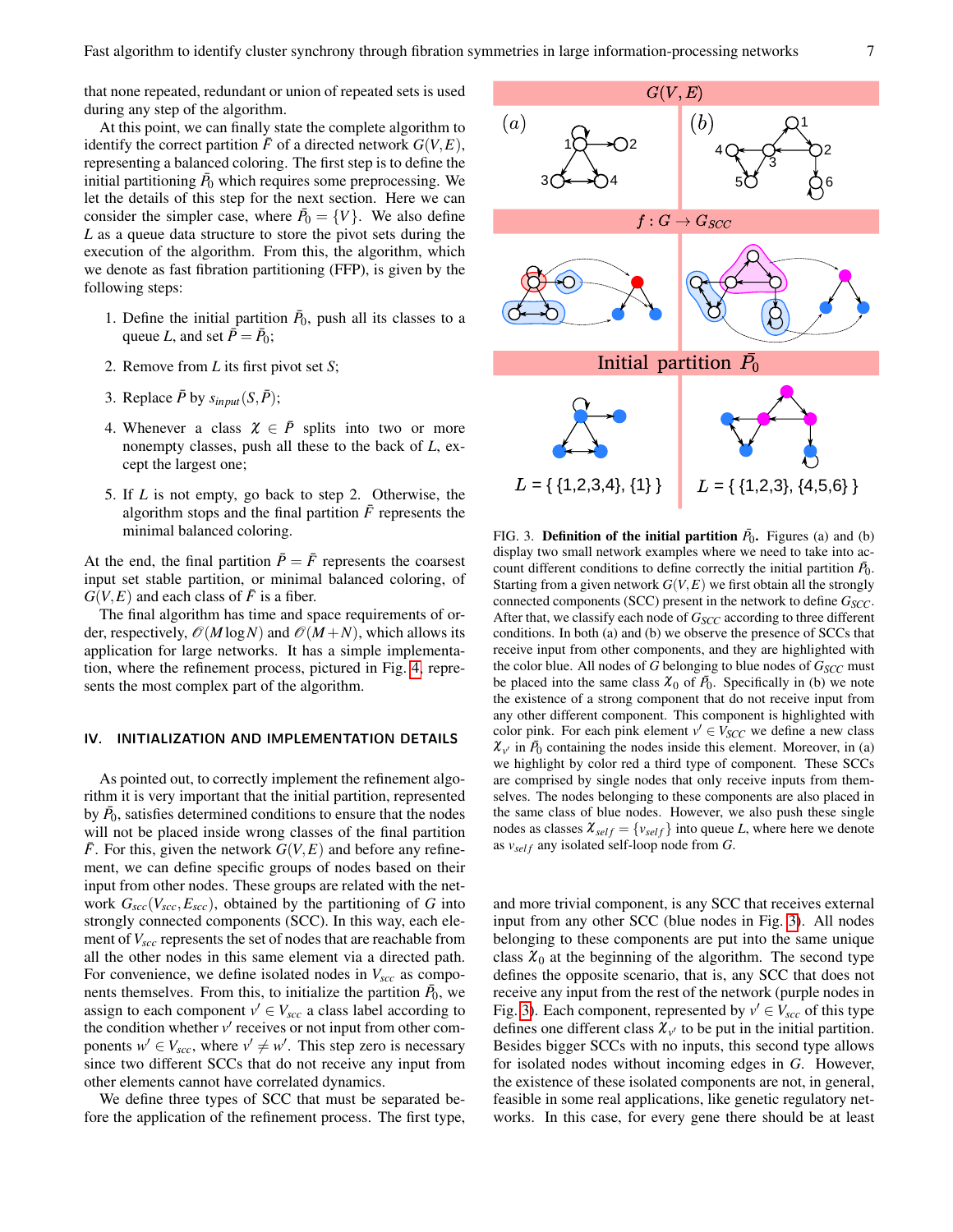that none repeated, redundant or union of repeated sets is used during any step of the algorithm.

At this point, we can finally state the complete algorithm to identify the correct partition $\bar{F}$ of a directed network $G(V,E)$, representing a balanced coloring. The first step is to define the initial partitioning $\bar{P}_0$ which requires some preprocessing. We let the details of this step for the next section. Here we can consider the simpler case, where $\bar{P}_0 = \{V\}$. We also define $L$ as a queue data structure to store the pivot sets during the execution of the algorithm. From this, the algorithm, which we denote as fast fibration partitioning (FFP), is given by the following steps:

1. Define the initial partition $\bar{P}_0$, push all its classes to a queue $L$, and set $\bar{P} = \bar{P}_0$;
2. Remove from $L$ its first pivot set $S$;
3. Replace $\bar{P}$ by $s_{input}(S, \bar{P})$;
4. Whenever a class $\chi \in \bar{P}$ splits into two or more nonempty classes, push all these to the back of $L$, except the largest one;
5. If $L$ is not empty, go back to step 2. Otherwise, the algorithm stops and the final partition $\bar{F}$ represents the minimal balanced coloring.

At the end, the final partition $\bar{P} = \bar{F}$ represents the coarsest input set stable partition, or minimal balanced coloring, of $G(V,E)$ and each class of $\bar{F}$ is a fiber.

The final algorithm has time and space requirements of order, respectively, $\mathcal{O}(M \log N)$ and $\mathcal{O}(M+N)$, which allows its application for large networks. It has a simple implementation, where the refinement process, pictured in Fig. 4, represents the most complex part of the algorithm.

FIG. 3. **Definition of the initial partition $\bar{P}_0$.** Figures (a) and (b) display two small network examples where we need to take into account different conditions to define correctly the initial partition $\bar{P}_0$. Starting from a given network $G(V,E)$ we first obtain all the strongly connected components (SCC) present in the network to define $G_{SCC}$. After that, we classify each node of $G_{SCC}$ according to three different conditions. In both (a) and (b) we observe the presence of SCCs that receive input from other components, and they are highlighted with the color blue. All nodes of G belonging to blue nodes of $G_{SCC}$ must be placed into the same class $\chi_0$ of $\bar{P}_0$. Specifically in (b) we note the existence of a strong component that do not receive input from any other different component. This component is highlighted with color pink. For each pink element $v' \in V_{SCC}$ we define a new class $\chi_{v'}$ in $\bar{P}_0$ containing the nodes inside this element. Moreover, in (a) we highlight by color red a third type of component. These SCCs are comprised by single nodes that only receive inputs from themselves. The nodes belonging to these components are also placed in the same class of blue nodes. However, we also push these single nodes as classes $\chi_{self} = \{v_{self}\}$ into queue $L$, where here we denote as $v_{self}$ any isolated self-loop node from $G$.

## IV. INITIALIZATION AND IMPLEMENTATION DETAILS

As pointed out, to correctly implement the refinement algorithm it is very important that the initial partition, represented by $\bar{P}_0$, satisfies determined conditions to ensure that the nodes will not be placed inside wrong classes of the final partition $\bar{F}$. For this, given the network $G(V,E)$ and before any refinement, we can define specific groups of nodes based on their input from other nodes. These groups are related with the network $G_{scc}(V_{scc}, E_{scc})$, obtained by the partitioning of $G$ into strongly connected components (SCC). In this way, each element of $V_{scc}$ represents the set of nodes that are reachable from all the other nodes in this same element via a directed path. For convenience, we define isolated nodes in $V_{scc}$ as components themselves. From this, to initialize the partition $\bar{P}_0$, we assign to each component $v' \in V_{scc}$ a class label according to the condition whether $v'$ receives or not input from other components $w' \in V_{scc}$, where $v' \neq w'$. This step zero is necessary since two different SCCs that do not receive any input from other elements cannot have correlated dynamics.

We define three types of SCC that must be separated before the application of the refinement process. The first type, and more trivial component, is any SCC that receives external input from any other SCC (blue nodes in Fig. 3). All nodes belonging to these components are put into the same unique class $\chi_0$ at the beginning of the algorithm. The second type defines the opposite scenario, that is, any SCC that does not receive any input from the rest of the network (purple nodes in Fig. 3). Each component, represented by $v' \in V_{scc}$ of this type defines one different class $\chi_{v'}$ to be put in the initial partition. Besides bigger SCCs with no inputs, this second type allows for isolated nodes without incoming edges in $G$. However, the existence of these isolated components are not, in general, feasible in some real applications, like genetic regulatory networks. In this case, for every gene there should be at least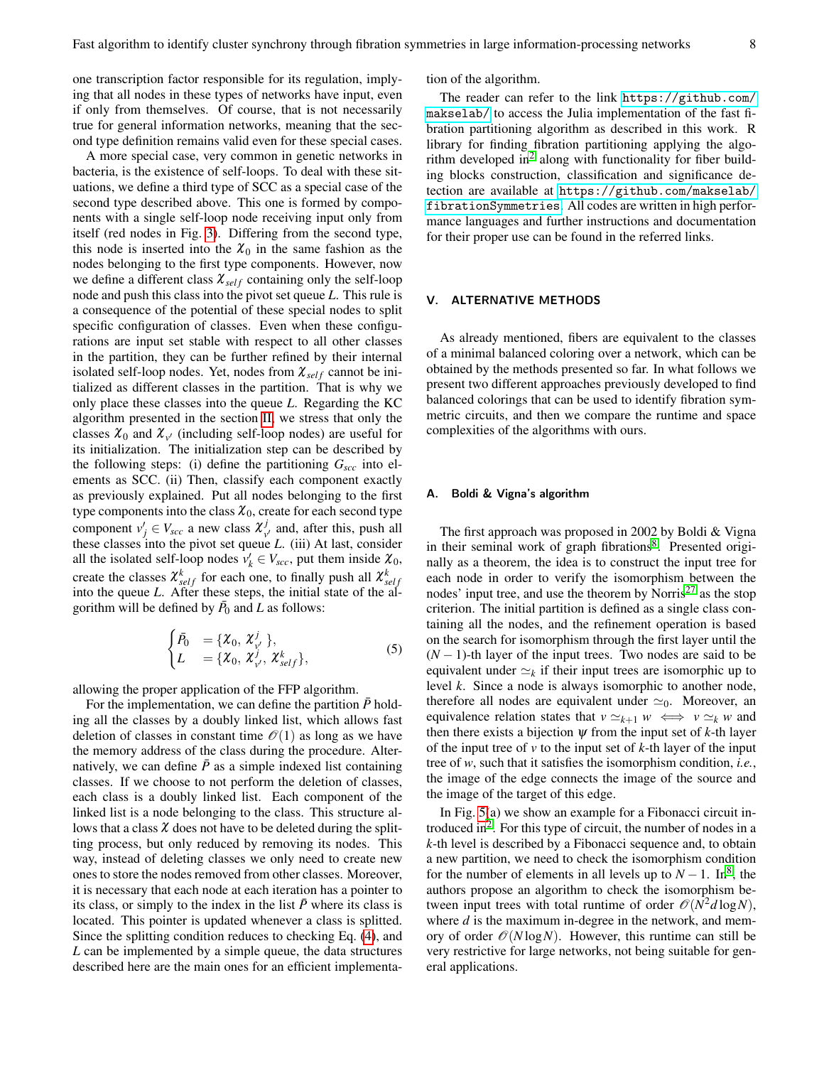one transcription factor responsible for its regulation, implying that all nodes in these types of networks have input, even if only from themselves. Of course, that is not necessarily true for general information networks, meaning that the second type definition remains valid even for these special cases.

A more special case, very common in genetic networks in bacteria, is the existence of self-loops. To deal with these situations, we define a third type of SCC as a special case of the second type described above. This one is formed by components with a single self-loop node receiving input only from itself (red nodes in Fig. 3). Differing from the second type, this node is inserted into the $\chi_0$ in the same fashion as the nodes belonging to the first type components. However, now we define a different class $\chi_{self}$ containing only the self-loop node and push this class into the pivot set queue $L$. This rule is a consequence of the potential of these special nodes to split specific configuration of classes. Even when these configurations are input set stable with respect to all other classes in the partition, they can be further refined by their internal isolated self-loop nodes. Yet, nodes from $\chi_{self}$ cannot be initialized as different classes in the partition. That is why we only place these classes into the queue $L$. Regarding the KC algorithm presented in the section II, we stress that only the classes $\chi_0$ and $\chi_{v'}$ (including self-loop nodes) are useful for its initialization. The initialization step can be described by the following steps: (i) define the partitioning $G_{scc}$ into elements as SCC. (ii) Then, classify each component exactly as previously explained. Put all nodes belonging to the first type components into the class $\chi_0$, create for each second type component $v'_j \in V_{scc}$ a new class $\chi^j_{v'}$ and, after this, push all these classes into the pivot set queue $L$. (iii) At last, consider all the isolated self-loop nodes $v'_k \in V_{scc}$, put them inside $\chi_0$, create the classes $\chi^k_{self}$ for each one, to finally push all $\chi^k_{self}$ into the queue $L$. After these steps, the initial state of the algorithm will be defined by $\bar{P}_0$ and $L$ as follows:

$$\begin{cases} \bar{P}_0 & = \{\chi_0,\, \chi^j_{v'}\,\}, \\ L & = \{\chi_0,\, \chi^j_{v'},\, \chi^k_{self}\}, \end{cases} \tag{5}$$

allowing the proper application of the FFP algorithm.

For the implementation, we can define the partition $\bar{P}$ holding all the classes by a doubly linked list, which allows fast deletion of classes in constant time $\mathcal{O}(1)$ as long as we have the memory address of the class during the procedure. Alternatively, we can define $\bar{P}$ as a simple indexed list containing classes. If we choose to not perform the deletion of classes, each class is a doubly linked list. Each component of the linked list is a node belonging to the class. This structure allows that a class $\chi$ does not have to be deleted during the splitting process, but only reduced by removing its nodes. This way, instead of deleting classes we only need to create new ones to store the nodes removed from other classes. Moreover, it is necessary that each node at each iteration has a pointer to its class, or simply to the index in the list $\bar{P}$ where its class is located. This pointer is updated whenever a class is splitted. Since the splitting condition reduces to checking Eq. (4), and $L$ can be implemented by a simple queue, the data structures described here are the main ones for an efficient implementation of the algorithm.

The reader can refer to the link https://github.com/makselab/ to access the Julia implementation of the fast fibration partitioning algorithm as described in this work. R library for finding fibration partitioning applying the algorithm developed in[2] along with functionality for fiber building blocks construction, classification and significance detection are available at https://github.com/makselab/fibrationSymmetries. All codes are written in high performance languages and further instructions and documentation for their proper use can be found in the referred links.

## V. ALTERNATIVE METHODS

As already mentioned, fibers are equivalent to the classes of a minimal balanced coloring over a network, which can be obtained by the methods presented so far. In what follows we present two different approaches previously developed to find balanced colorings that can be used to identify fibration symmetric circuits, and then we compare the runtime and space complexities of the algorithms with ours.

### A. Boldi & Vigna's algorithm

The first approach was proposed in 2002 by Boldi & Vigna in their seminal work of graph fibrations[8]. Presented originally as a theorem, the idea is to construct the input tree for each node in order to verify the isomorphism between the nodes' input tree, and use the theorem by Norris[27] as the stop criterion. The initial partition is defined as a single class containing all the nodes, and the refinement operation is based on the search for isomorphism through the first layer until the $(N-1)$-th layer of the input trees. Two nodes are said to be equivalent under $\simeq_k$ if their input trees are isomorphic up to level $k$. Since a node is always isomorphic to another node, therefore all nodes are equivalent under $\simeq_0$. Moreover, an equivalence relation states that $v \simeq_{k+1} w \iff v \simeq_k w$ and then there exists a bijection $\psi$ from the input set of $k$-th layer of the input tree of $v$ to the input set of $k$-th layer of the input tree of $w$, such that it satisfies the isomorphism condition, *i.e.*, the image of the edge connects the image of the source and the image of the target of this edge.

In Fig. 5(a) we show an example for a Fibonacci circuit introduced in[2]. For this type of circuit, the number of nodes in a $k$-th level is described by a Fibonacci sequence and, to obtain a new partition, we need to check the isomorphism condition for the number of elements in all levels up to $N-1$. In[8], the authors propose an algorithm to check the isomorphism between input trees with total runtime of order $\mathcal{O}(N^2 d \log N)$, where $d$ is the maximum in-degree in the network, and memory of order $\mathcal{O}(N \log N)$. However, this runtime can still be very restrictive for large networks, not being suitable for general applications.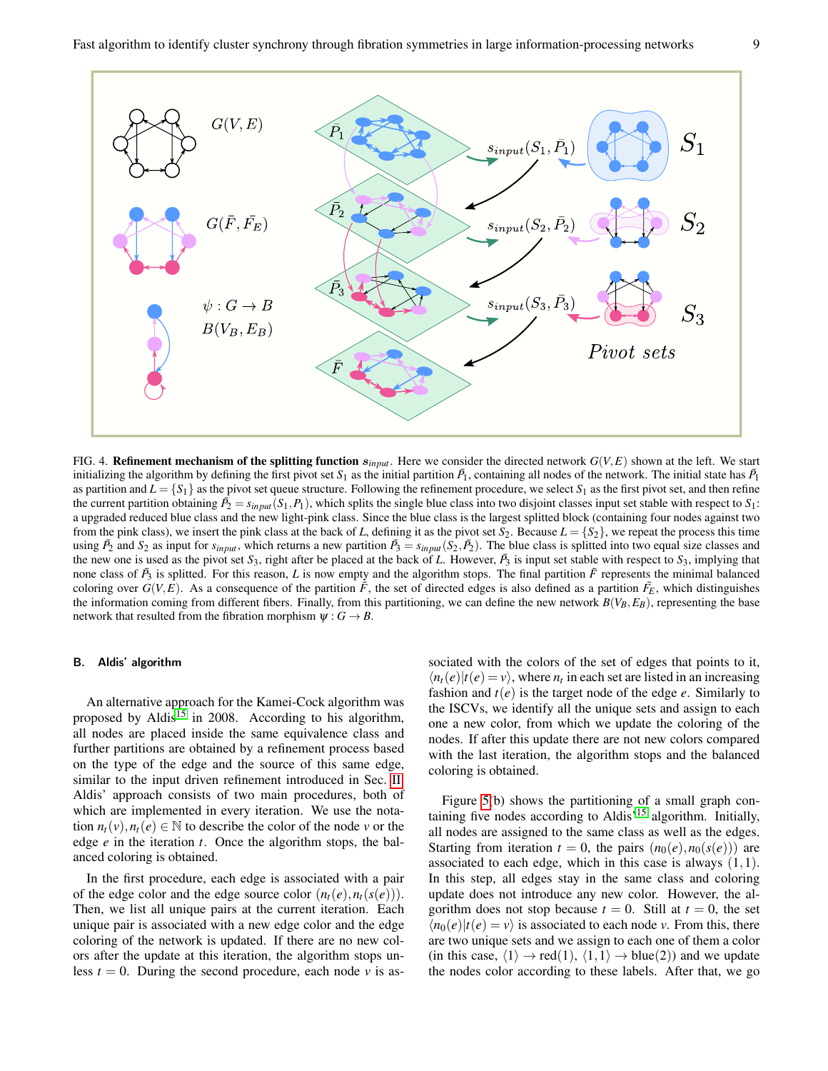FIG. 4. **Refinement mechanism of the splitting function $s_{input}$**. Here we consider the directed network $G(V,E)$ shown at the left. We start initializing the algorithm by defining the first pivot set $S_1$ as the initial partition $\bar{P}_1$, containing all nodes of the network. The initial state has $\bar{P}_1$ as partition and $L = \{S_1\}$ as the pivot set queue structure. Following the refinement procedure, we select $S_1$ as the first pivot set, and then refine the current partition obtaining $\bar{P}_2 = s_{input}(S_1, P_1)$, which splits the single blue class into two disjoint classes input set stable with respect to $S_1$: a upgraded reduced blue class and the new light-pink class. Since the blue class is the largest splitted block (containing four nodes against two from the pink class), we insert the pink class at the back of $L$, defining it as the pivot set $S_2$. Because $L = \{S_2\}$, we repeat the process this time using $\bar{P}_2$ and $S_2$ as input for $s_{input}$, which returns a new partition $\bar{P}_3 = s_{input}(S_2, \bar{P}_2)$. The blue class is splitted into two equal size classes and the new one is used as the pivot set $S_3$, right after be placed at the back of $L$. However, $\bar{P}_3$ is input set stable with respect to $S_3$, implying that none class of $\bar{P}_3$ is splitted. For this reason, $L$ is now empty and the algorithm stops. The final partition $\bar{F}$ represents the minimal balanced coloring over $G(V,E)$. As a consequence of the partition $\bar{F}$, the set of directed edges is also defined as a partition $\bar{F}_E$, which distinguishes the information coming from different fibers. Finally, from this partitioning, we can define the new network $B(V_B, E_B)$, representing the base network that resulted from the fibration morphism $\psi : G \to B$.

### B. Aldis' algorithm

An alternative approach for the Kamei-Cock algorithm was proposed by Aldis[15] in 2008. According to his algorithm, all nodes are placed inside the same equivalence class and further partitions are obtained by a refinement process based on the type of the edge and the source of this same edge, similar to the input driven refinement introduced in Sec. II. Aldis' approach consists of two main procedures, both of which are implemented in every iteration. We use the notation $n_t(v), n_t(e) \in \mathbb{N}$ to describe the color of the node $v$ or the edge $e$ in the iteration $t$. Once the algorithm stops, the balanced coloring is obtained.

In the first procedure, each edge is associated with a pair of the edge color and the edge source color $(n_t(e), n_t(s(e)))$. Then, we list all unique pairs at the current iteration. Each unique pair is associated with a new edge color and the edge coloring of the network is updated. If there are no new colors after the update at this iteration, the algorithm stops unless $t = 0$. During the second procedure, each node $v$ is associated with the colors of the set of edges that points to it, $\langle n_t(e) | t(e) = v \rangle$, where $n_t$ in each set are listed in an increasing fashion and $t(e)$ is the target node of the edge $e$. Similarly to the ISCVs, we identify all the unique sets and assign to each one a new color, from which we update the coloring of the nodes. If after this update there are not new colors compared with the last iteration, the algorithm stops and the balanced coloring is obtained.

Figure 5(b) shows the partitioning of a small graph containing five nodes according to Aldis'[15] algorithm. Initially, all nodes are assigned to the same class as well as the edges. Starting from iteration $t = 0$, the pairs $(n_0(e), n_0(s(e)))$ are associated to each edge, which in this case is always $(1,1)$. In this step, all edges stay in the same class and coloring update does not introduce any new color. However, the algorithm does not stop because $t = 0$. Still at $t = 0$, the set $\langle n_0(e) | t(e) = v \rangle$ is associated to each node $v$. From this, there are two unique sets and we assign to each one of them a color (in this case, $\langle 1 \rangle \to \text{red}(1)$, $\langle 1, 1 \rangle \to \text{blue}(2)$) and we update the nodes color according to these labels. After that, we go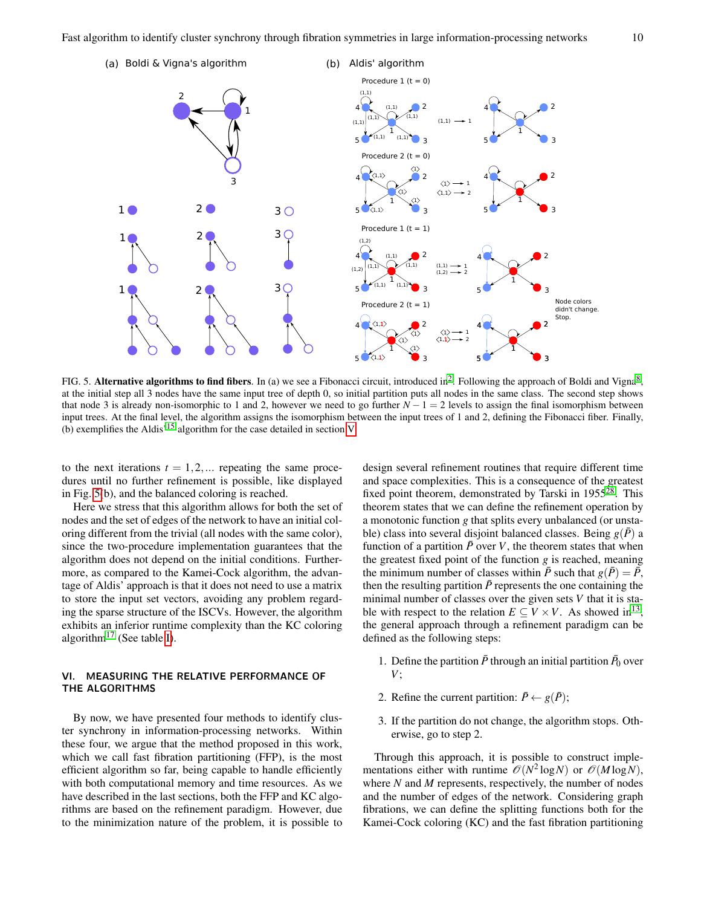FIG. 5. **Alternative algorithms to find fibers**. In (a) we see a Fibonacci circuit, introduced in[2]. Following the approach of Boldi and Vigna[8], at the initial step all 3 nodes have the same input tree of depth 0, so initial partition puts all nodes in the same class. The second step shows that node 3 is already non-isomorphic to 1 and 2, however we need to go further $N-1=2$ levels to assign the final isomorphism between input trees. At the final level, the algorithm assigns the isomorphism between the input trees of 1 and 2, defining the Fibonacci fiber. Finally, (b) exemplifies the Aldis'[15] algorithm for the case detailed in section V.

to the next iterations $t=1,2,\ldots$ repeating the same procedures until no further refinement is possible, like displayed in Fig. 5(b), and the balanced coloring is reached.

Here we stress that this algorithm allows for both the set of nodes and the set of edges of the network to have an initial coloring different from the trivial (all nodes with the same color), since the two-procedure implementation guarantees that the algorithm does not depend on the initial conditions. Furthermore, as compared to the Kamei-Cock algorithm, the advantage of Aldis' approach is that it does not need to use a matrix to store the input set vectors, avoiding any problem regarding the sparse structure of the ISCVs. However, the algorithm exhibits an inferior runtime complexity than the KC coloring algorithm[17] (See table I).

## VI. MEASURING THE RELATIVE PERFORMANCE OF THE ALGORITHMS

By now, we have presented four methods to identify cluster synchrony in information-processing networks. Within these four, we argue that the method proposed in this work, which we call fast fibration partitioning (FFP), is the most efficient algorithm so far, being capable to handle efficiently with both computational memory and time resources. As we have described in the last sections, both the FFP and KC algorithms are based on the refinement paradigm. However, due to the minimization nature of the problem, it is possible to design several refinement routines that require different time and space complexities. This is a consequence of the greatest fixed point theorem, demonstrated by Tarski in 1955[28]. This theorem states that we can define the refinement operation by a monotonic function $g$ that splits every unbalanced (or unstable) class into several disjoint balanced classes. Being $g(\bar{P})$ a function of a partition $\bar{P}$ over $V$, the theorem states that when the greatest fixed point of the function $g$ is reached, meaning the minimum number of classes within $\bar{P}$ such that $g(\bar{P})=\bar{P}$, then the resulting partition $\bar{P}$ represents the one containing the minimal number of classes over the given sets $V$ that it is stable with respect to the relation $E\subseteq V\times V$. As showed in[13], the general approach through a refinement paradigm can be defined as the following steps:

1. Define the partition $\bar{P}$ through an initial partition $\bar{P}_0$ over $V$;
2. Refine the current partition: $\bar{P}\leftarrow g(\bar{P})$;
3. If the partition do not change, the algorithm stops. Otherwise, go to step 2.

Through this approach, it is possible to construct implementations either with runtime $\mathscr{O}(N^2\log N)$ or $\mathscr{O}(M\log N)$, where $N$ and $M$ represents, respectively, the number of nodes and the number of edges of the network. Considering graph fibrations, we can define the splitting functions both for the Kamei-Cock coloring (KC) and the fast fibration partitioning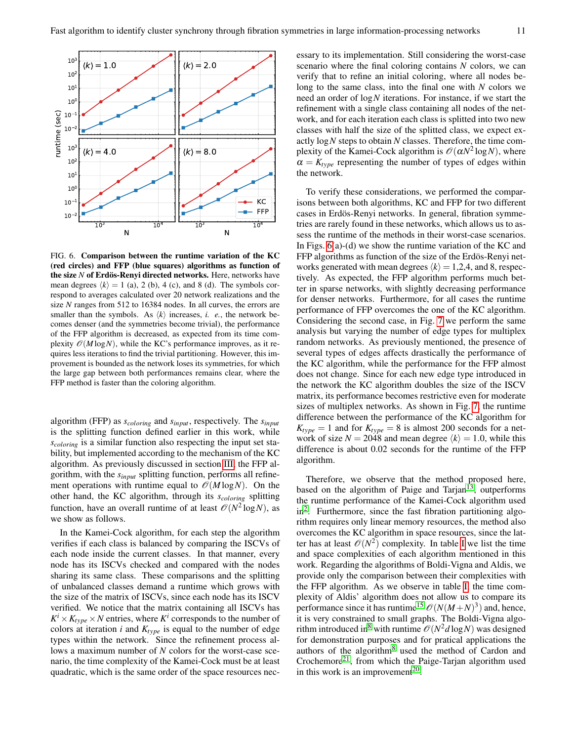FIG. 6. **Comparison between the runtime variation of the KC (red circles) and FFP (blue squares) algorithms as function of the size $N$ of Erdös-Renyi directed networks.** Here, networks have mean degrees $\langle k \rangle = 1$ (a), 2 (b), 4 (c), and 8 (d). The symbols correspond to averages calculated over 20 network realizations and the size $N$ ranges from 512 to 16384 nodes. In all curves, the errors are smaller than the symbols. As $\langle k \rangle$ increases, *i. e.*, the network becomes denser (and the symmetries become trivial), the performance of the FFP algorithm is decreased, as expected from its time complexity $\mathcal{O}(M \log N)$, while the KC's performance improves, as it requires less iterations to find the trivial partitioning. However, this improvement is bounded as the network loses its symmetries, for which the large gap between both performances remains clear, where the FFP method is faster than the coloring algorithm.

algorithm (FFP) as $s_{coloring}$ and $s_{input}$, respectively. The $s_{input}$ is the splitting function defined earlier in this work, while $s_{coloring}$ is a similar function also respecting the input set stability, but implemented according to the mechanism of the KC algorithm. As previously discussed in section III, the FFP algorithm, with the $s_{input}$ splitting function, performs all refinement operations with runtime equal to $\mathcal{O}(M \log N)$. On the other hand, the KC algorithm, through its $s_{coloring}$ splitting function, have an overall runtime of at least $\mathcal{O}(N^2 \log N)$, as we show as follows.

In the Kamei-Cock algorithm, for each step the algorithm verifies if each class is balanced by comparing the ISCVs of each node inside the current classes. In that manner, every node has its ISCVs checked and compared with the nodes sharing its same class. These comparisons and the splitting of unbalanced classes demand a runtime which grows with the size of the matrix of ISCVs, since each node has its ISCV verified. We notice that the matrix containing all ISCVs has $K^i \times K_{type} \times N$ entries, where $K^i$ corresponds to the number of colors at iteration $i$ and $K_{type}$ is equal to the number of edge types within the network. Since the refinement process allows a maximum number of $N$ colors for the worst-case scenario, the time complexity of the Kamei-Cock must be at least quadratic, which is the same order of the space resources necessary to its implementation. Still considering the worst-case scenario where the final coloring contains $N$ colors, we can verify that to refine an initial coloring, where all nodes belong to the same class, into the final one with $N$ colors we need an order of $\log N$ iterations. For instance, if we start the refinement with a single class containing all nodes of the network, and for each iteration each class is splitted into two new classes with half the size of the splitted class, we expect exactly $\log N$ steps to obtain $N$ classes. Therefore, the time complexity of the Kamei-Cock algorithm is $\mathcal{O}(\alpha N^2 \log N)$, where $\alpha = K_{type}$ representing the number of types of edges within the network.

To verify these considerations, we performed the comparisons between both algorithms, KC and FFP for two different cases in Erdös-Renyi networks. In general, fibration symmetries are rarely found in these networks, which allows us to assess the runtime of the methods in their worst-case scenarios. In Figs. 6(a)-(d) we show the runtime variation of the KC and FFP algorithms as function of the size of the Erdös-Renyi networks generated with mean degrees $\langle k \rangle = 1$,2,4, and 8, respectively. As expected, the FFP algorithm performs much better in sparse networks, with slightly decreasing performance for denser networks. Furthermore, for all cases the runtime performance of FFP overcomes the one of the KC algorithm. Considering the second case, in Fig. 7 we perform the same analysis but varying the number of edge types for multiplex random networks. As previously mentioned, the presence of several types of edges affects drastically the performance of the KC algorithm, while the performance for the FFP almost does not change. Since for each new edge type introduced in the network the KC algorithm doubles the size of the ISCV matrix, its performance becomes restrictive even for moderate sizes of multiplex networks. As shown in Fig. 7, the runtime difference between the performance of the KC algorithm for $K_{type} = 1$ and for $K_{type} = 8$ is almost 200 seconds for a network of size $N = 2048$ and mean degree $\langle k \rangle = 1.0$, while this difference is about 0.02 seconds for the runtime of the FFP algorithm.

Therefore, we observe that the method proposed here, based on the algorithm of Paige and Tarjan[13], outperforms the runtime performance of the Kamei-Cock algorithm used in[2]. Furthermore, since the fast fibration partitioning algorithm requires only linear memory resources, the method also overcomes the KC algorithm in space resources, since the latter has at least $\mathcal{O}(N^2)$ complexity. In table I we list the time and space complexities of each algorithm mentioned in this work. Regarding the algorithms of Boldi-Vigna and Aldis, we provide only the comparison between their complexities with the FFP algorithm. As we observe in table I, the time complexity of Aldis' algorithm does not allow us to compare its performance since it has runtime[15] $\mathcal{O}(N(M+N)^3)$ and, hence, it is very constrained to small graphs. The Boldi-Vigna algorithm introduced in[8] with runtime $\mathcal{O}(N^2 d \log N)$ was designed for demonstration purposes and for pratical applications the authors of the algorithm[8] used the method of Cardon and Crochemore[21], from which the Paige-Tarjan algorithm used in this work is an improvement[20].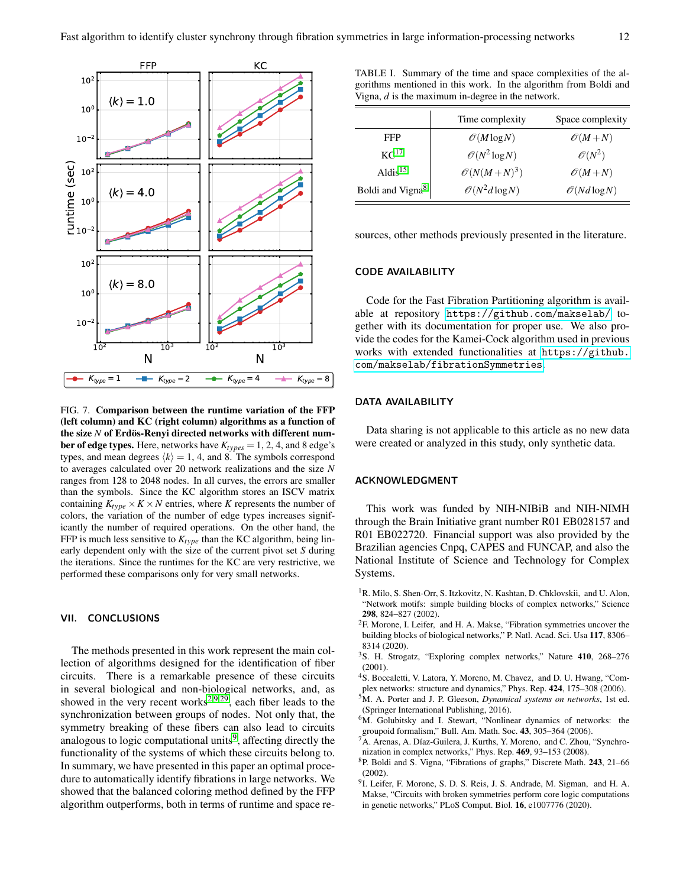FIG. 7. **Comparison between the runtime variation of the FFP (left column) and KC (right column) algorithms as a function of the size $N$ of Erdös-Renyi directed networks with different number of edge types.** Here, networks have $K_{types} = 1, 2, 4$, and 8 edge's types, and mean degrees $\langle k \rangle = 1, 4$, and 8. The symbols correspond to averages calculated over 20 network realizations and the size $N$ ranges from 128 to 2048 nodes. In all curves, the errors are smaller than the symbols. Since the KC algorithm stores an ISCV matrix containing $K_{type} \times K \times N$ entries, where $K$ represents the number of colors, the variation of the number of edge types increases significantly the number of required operations. On the other hand, the FFP is much less sensitive to $K_{type}$ than the KC algorithm, being linearly dependent only with the size of the current pivot set $S$ during the iterations. Since the runtimes for the KC are very restrictive, we performed these comparisons only for very small networks.

## VII. CONCLUSIONS

The methods presented in this work represent the main collection of algorithms designed for the identification of fiber circuits. There is a remarkable presence of these circuits in several biological and non-biological networks, and, as showed in the very recent works[2,9,29], each fiber leads to the synchronization between groups of nodes. Not only that, the symmetry breaking of these fibers can also lead to circuits analogous to logic computational units[9], affecting directly the functionality of the systems of which these circuits belong to. In summary, we have presented in this paper an optimal procedure to automatically identify fibrations in large networks. We showed that the balanced coloring method defined by the FFP algorithm outperforms, both in terms of runtime and space resources, other methods previously presented in the literature.

TABLE I. Summary of the time and space complexities of the algorithms mentioned in this work. In the algorithm from Boldi and Vigna, $d$ is the maximum in-degree in the network.

| | Time complexity | Space complexity |
|---|---|---|
| FFP | $\mathcal{O}(M \log N)$ | $\mathcal{O}(M+N)$ |
| KC[17] | $\mathcal{O}(N^2 \log N)$ | $\mathcal{O}(N^2)$ |
| Aldis[15] | $\mathcal{O}(N(M+N)^3)$ | $\mathcal{O}(M+N)$ |
| Boldi and Vigna[8] | $\mathcal{O}(N^2 d \log N)$ | $\mathcal{O}(Nd \log N)$ |

## CODE AVAILABILITY

Code for the Fast Fibration Partitioning algorithm is available at repository `https://github.com/makselab/` together with its documentation for proper use. We also provide the codes for the Kamei-Cock algorithm used in previous works with extended functionalities at `https://github.com/makselab/fibrationSymmetries`.

## DATA AVAILABILITY

Data sharing is not applicable to this article as no new data were created or analyzed in this study, only synthetic data.

## ACKNOWLEDGMENT

This work was funded by NIH-NIBiB and NIH-NIMH through the Brain Initiative grant number R01 EB028157 and R01 EB022720. Financial support was also provided by the Brazilian agencies Cnpq, CAPES and FUNCAP, and also the National Institute of Science and Technology for Complex Systems.

[1] R. Milo, S. Shen-Orr, S. Itzkovitz, N. Kashtan, D. Chklovskii, and U. Alon, "Network motifs: simple building blocks of complex networks," Science **298**, 824–827 (2002).

[2] F. Morone, I. Leifer, and H. A. Makse, "Fibration symmetries uncover the building blocks of biological networks," P. Natl. Acad. Sci. Usa **117**, 8306–8314 (2020).

[3] S. H. Strogatz, "Exploring complex networks," Nature **410**, 268–276 (2001).

[4] S. Boccaletti, V. Latora, Y. Moreno, M. Chavez, and D. U. Hwang, "Complex networks: structure and dynamics," Phys. Rep. **424**, 175–308 (2006).

[5] M. A. Porter and J. P. Gleeson, *Dynamical systems on networks*, 1st ed. (Springer International Publishing, 2016).

[6] M. Golubitsky and I. Stewart, "Nonlinear dynamics of networks: the groupoid formalism," Bull. Am. Math. Soc. **43**, 305–364 (2006).

[7] A. Arenas, A. Díaz-Guilera, J. Kurths, Y. Moreno, and C. Zhou, "Synchronization in complex networks," Phys. Rep. **469**, 93–153 (2008).

[8] P. Boldi and S. Vigna, "Fibrations of graphs," Discrete Math. **243**, 21–66 (2002).

[9] I. Leifer, F. Morone, S. D. S. Reis, J. S. Andrade, M. Sigman, and H. A. Makse, "Circuits with broken symmetries perform core logic computations in genetic networks," PLoS Comput. Biol. **16**, e1007776 (2020).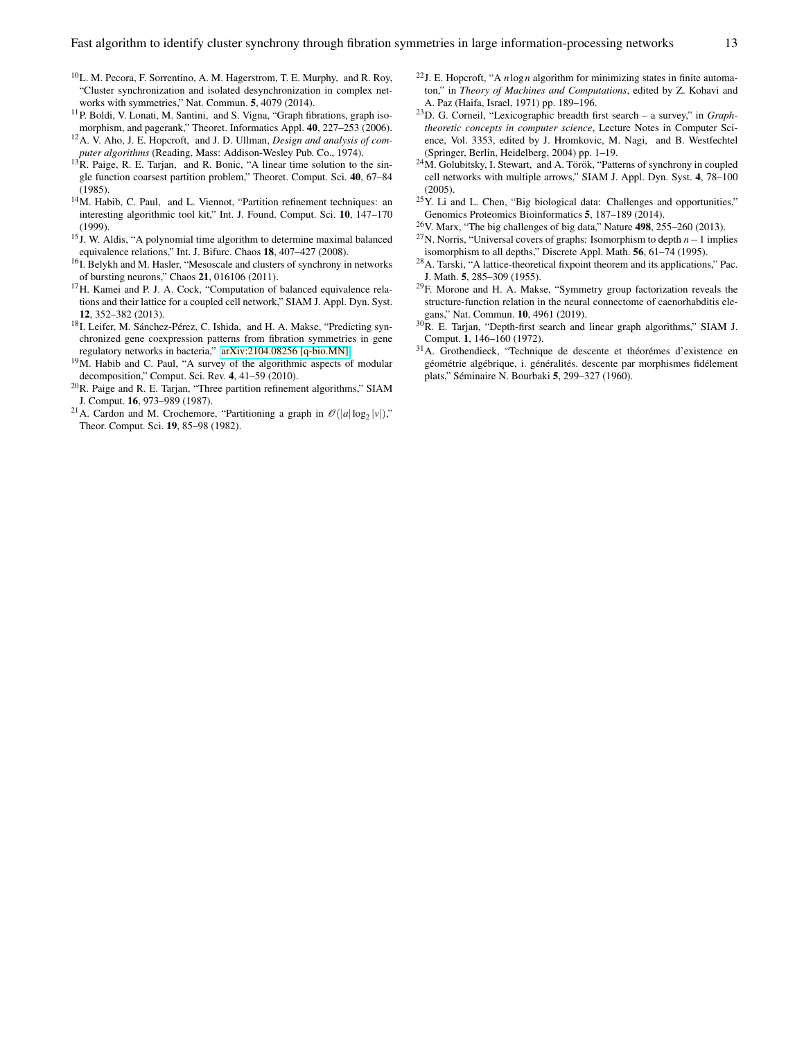[10] L. M. Pecora, F. Sorrentino, A. M. Hagerstrom, T. E. Murphy, and R. Roy, "Cluster synchronization and isolated desynchronization in complex networks with symmetries," Nat. Commun. **5**, 4079 (2014).

[11] P. Boldi, V. Lonati, M. Santini, and S. Vigna, "Graph fibrations, graph isomorphism, and pagerank," Theoret. Informatics Appl. **40**, 227–253 (2006).

[12] A. V. Aho, J. E. Hopcroft, and J. D. Ullman, *Design and analysis of computer algorithms* (Reading, Mass: Addison-Wesley Pub. Co., 1974).

[13] R. Paige, R. E. Tarjan, and R. Bonic, "A linear time solution to the single function coarsest partition problem," Theoret. Comput. Sci. **40**, 67–84 (1985).

[14] M. Habib, C. Paul, and L. Viennot, "Partition refinement techniques: an interesting algorithmic tool kit," Int. J. Found. Comput. Sci. **10**, 147–170 (1999).

[15] J. W. Aldis, "A polynomial time algorithm to determine maximal balanced equivalence relations," Int. J. Bifurc. Chaos **18**, 407–427 (2008).

[16] I. Belykh and M. Hasler, "Mesoscale and clusters of synchrony in networks of bursting neurons," Chaos **21**, 016106 (2011).

[17] H. Kamei and P. J. A. Cock, "Computation of balanced equivalence relations and their lattice for a coupled cell network," SIAM J. Appl. Dyn. Syst. **12**, 352–382 (2013).

[18] I. Leifer, M. Sánchez-Pérez, C. Ishida, and H. A. Makse, "Predicting synchronized gene coexpression patterns from fibration symmetries in gene regulatory networks in bacteria," arXiv:2104.08256 [q-bio.MN].

[19] M. Habib and C. Paul, "A survey of the algorithmic aspects of modular decomposition," Comput. Sci. Rev. **4**, 41–59 (2010).

[20] R. Paige and R. E. Tarjan, "Three partition refinement algorithms," SIAM J. Comput. **16**, 973–989 (1987).

[21] A. Cardon and M. Crochemore, "Partitioning a graph in $\mathscr{O}(|a|\log_2|v|)$," Theor. Comput. Sci. **19**, 85–98 (1982).

[22] J. E. Hopcroft, "A $n\log n$ algorithm for minimizing states in finite automaton," in *Theory of Machines and Computations*, edited by Z. Kohavi and A. Paz (Haifa, Israel, 1971) pp. 189–196.

[23] D. G. Corneil, "Lexicographic breadth first search – a survey," in *Graph-theoretic concepts in computer science*, Lecture Notes in Computer Science, Vol. 3353, edited by J. Hromkovic, M. Nagi, and B. Westfechtel (Springer, Berlin, Heidelberg, 2004) pp. 1–19.

[24] M. Golubitsky, I. Stewart, and A. Török, "Patterns of synchrony in coupled cell networks with multiple arrows," SIAM J. Appl. Dyn. Syst. **4**, 78–100 (2005).

[25] Y. Li and L. Chen, "Big biological data: Challenges and opportunities," Genomics Proteomics Bioinformatics **5**, 187–189 (2014).

[26] V. Marx, "The big challenges of big data," Nature **498**, 255–260 (2013).

[27] N. Norris, "Universal covers of graphs: Isomorphism to depth $n-1$ implies isomorphism to all depths," Discrete Appl. Math. **56**, 61–74 (1995).

[28] A. Tarski, "A lattice-theoretical fixpoint theorem and its applications," Pac. J. Math. **5**, 285–309 (1955).

[29] F. Morone and H. A. Makse, "Symmetry group factorization reveals the structure-function relation in the neural connectome of caenorhabditis elegans," Nat. Commun. **10**, 4961 (2019).

[30] R. E. Tarjan, "Depth-first search and linear graph algorithms," SIAM J. Comput. **1**, 146–160 (1972).

[31] A. Grothendieck, "Technique de descente et théorémes d'existence en géométrie algébrique, i. généralités. descente par morphismes fidélement plats," Séminaire N. Bourbaki **5**, 299–327 (1960).